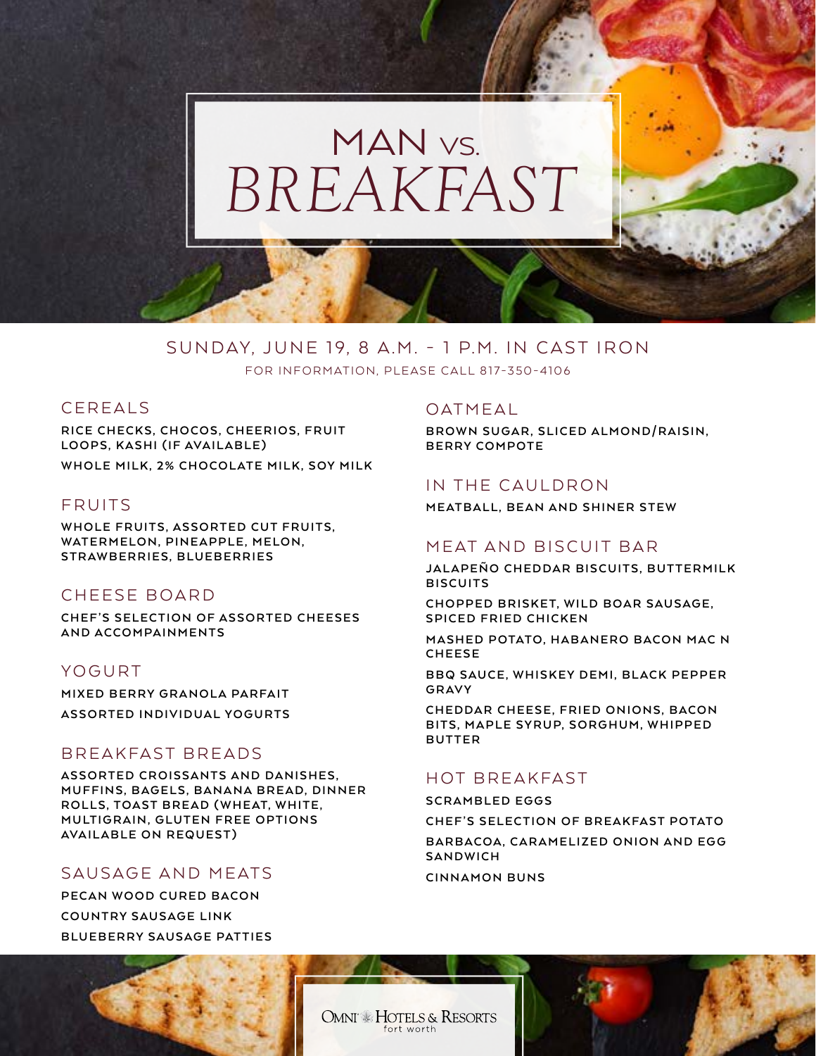# MAN VS. BREAKFAST

SUNDAY, JUNE 19, 8 A.M. - 1 P.M. IN CAST IRON

FOR INFORMATION, PLEASE CALL 817-350-4106

## CEREALS

RICE CHECKS, CHOCOS, CHEERIOS, FRUIT LOOPS, KASHI (IF AVAILABLE)

WHOLE MILK, 2% CHOCOLATE MILK, SOY MILK

## FRUITS

WHOLE FRUITS, ASSORTED CUT FRUITS, WATERMELON, PINEAPPLE, MELON, STRAWBERRIES, BLUEBERRIES

## CHEESE BOARD

CHEF'S SELECTION OF ASSORTED CHEESES AND ACCOMPAINMENTS

## YOGURT

MIXED BERRY GRANOLA PARFAIT

ASSORTED INDIVIDUAL YOGURTS

## BREAKFAST BREADS

ASSORTED CROISSANTS AND DANISHES, MUFFINS, BAGELS, BANANA BREAD, DINNER ROLLS, TOAST BREAD (WHEAT, WHITE, MULTIGRAIN, GLUTEN FREE OPTIONS AVAILABLE ON REQUEST)

## SAUSAGE AND MEATS

PECAN WOOD CURED BACON

COUNTRY SAUSAGE LINK

BLUEBERRY SAUSAGE PATTIES

## OATMEAL

BROWN SUGAR, SLICED ALMOND/RAISIN, BERRY COMPOTE

## IN THE CAULDRON

MEATBALL, BEAN AND SHINER STEW

## MEAT AND BISCUIT BAR

JALAPEÑO CHEDDAR BISCUITS, BUTTERMILK BISCUITS

CHOPPED BRISKET, WILD BOAR SAUSAGE, SPICED FRIED CHICKEN

MASHED POTATO, HABANERO BACON MAC N CHEESE

BBQ SAUCE, WHISKEY DEMI, BLACK PEPPER GRAVY

CHEDDAR CHEESE, FRIED ONIONS, BACON BITS, MAPLE SYRUP, SORGHUM, WHIPPED BUTTER

## HOT BREAKFAST

SCRAMBLED EGGS

CHEF'S SELECTION OF BREAKFAST POTATO

BARBACOA, CARAMELIZED ONION AND EGG SANDWICH

CINNAMON BUNS

OMNI HOTELS & RESORTS
fort worth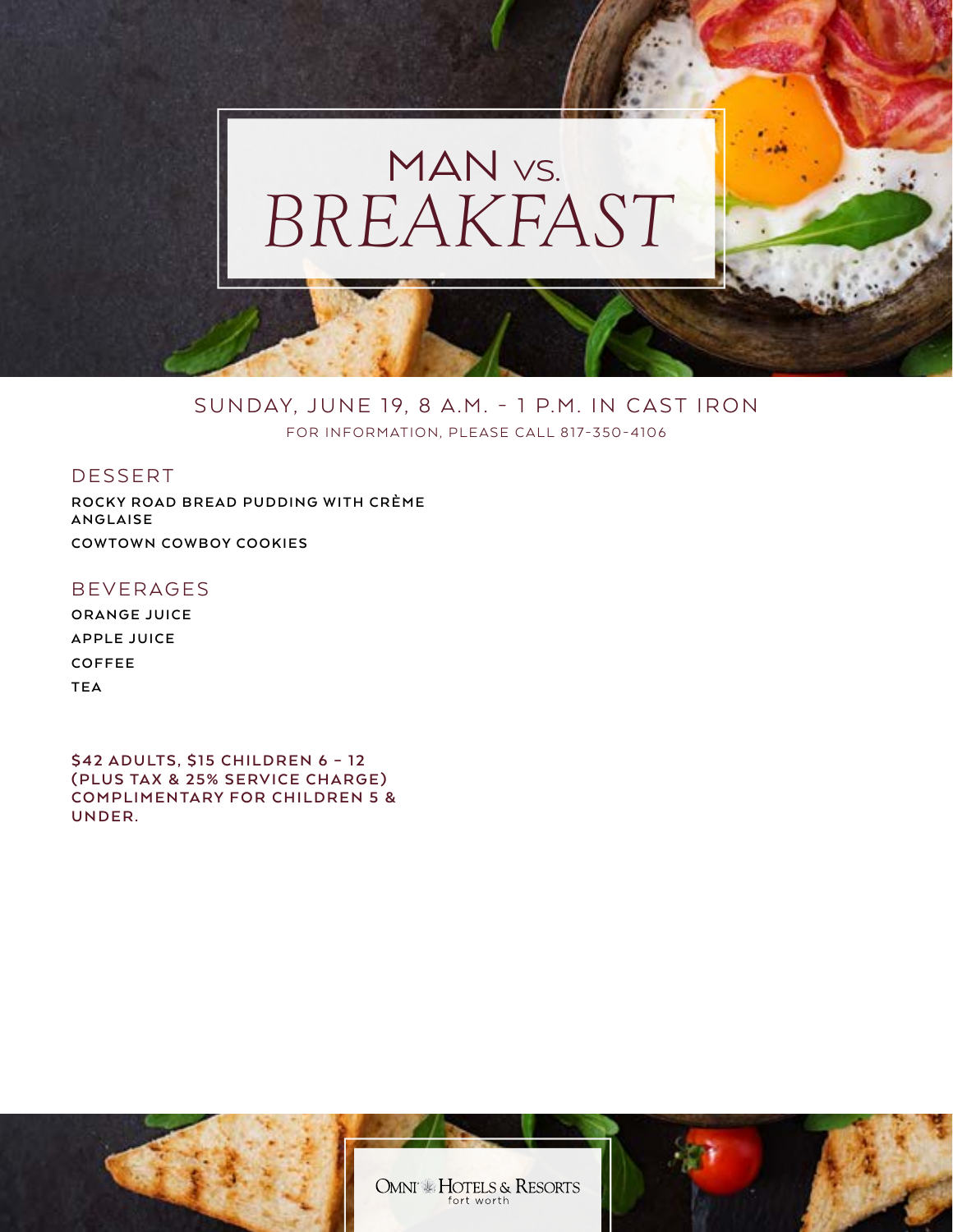# MAN vs. *BREAKFAST*

SUNDAY, JUNE 19, 8 A.M. - 1 P.M. IN CAST IRON

FOR INFORMATION, PLEASE CALL 817-350-4106

## DESSERT

**ROCKY ROAD BREAD PUDDING WITH CRÈME ANGLAISE**

**COWTOWN COWBOY COOKIES**

## BEVERAGES

**ORANGE JUICE**

**APPLE JUICE**

**COFFEE**

**TEA**

**$42 ADULTS, $15 CHILDREN 6 – 12 (PLUS TAX & 25% SERVICE CHARGE) COMPLIMENTARY FOR CHILDREN 5 & UNDER.**

OMNI HOTELS & RESORTS
fort worth